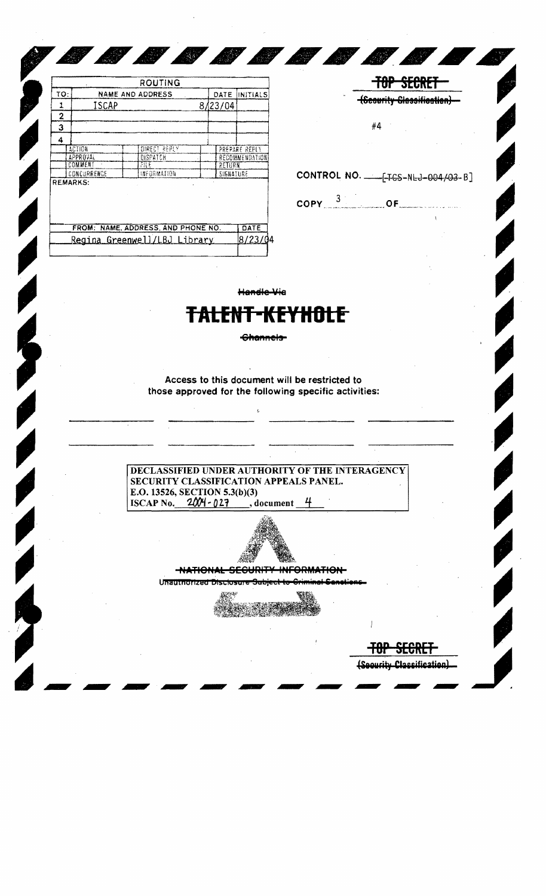| ROUTING | | | |
|---|---|---|---|
| TO: | NAME AND ADDRESS | DATE | INITIALS |
| 1 | ISCAP | 8/23/04 | |
| 2 | | | |
| 3 | | | |
| 4 | | | |

| ACTION | DIRECT REPLY | PREPARE REPLY |
|---|---|---|
| APPROVAL | DISPATCH | RECOMMENDATION |
| COMMENT | FILE | RETURN |
| CONCURRENCE | INFORMATION | SIGNATURE |

REMARKS:

| FROM: NAME, ADDRESS, AND PHONE NO. | DATE |
|---|---|
| Regina Greenwell/LBJ Library | 8/23/04 |

~~TOP SECRET~~

~~(Security Classification)~~

#4

CONTROL NO. [~~TCS-NLJ-004/03~~-B]

COPY 3 OF

~~Handle Via~~

# ~~TALENT-KEYHOLE~~

~~Channels~~

Access to this document will be restricted to those approved for the following specific activities:

DECLASSIFIED UNDER AUTHORITY OF THE INTERAGENCY SECURITY CLASSIFICATION APPEALS PANEL.
E.O. 13526, SECTION 5.3(b)(3)
ISCAP No. 2004-027, document 4

~~NATIONAL SECURITY INFORMATION~~

~~Unauthorized Disclosure Subject to Criminal Sanctions~~

~~TOP SECRET~~

~~(Security Classification)~~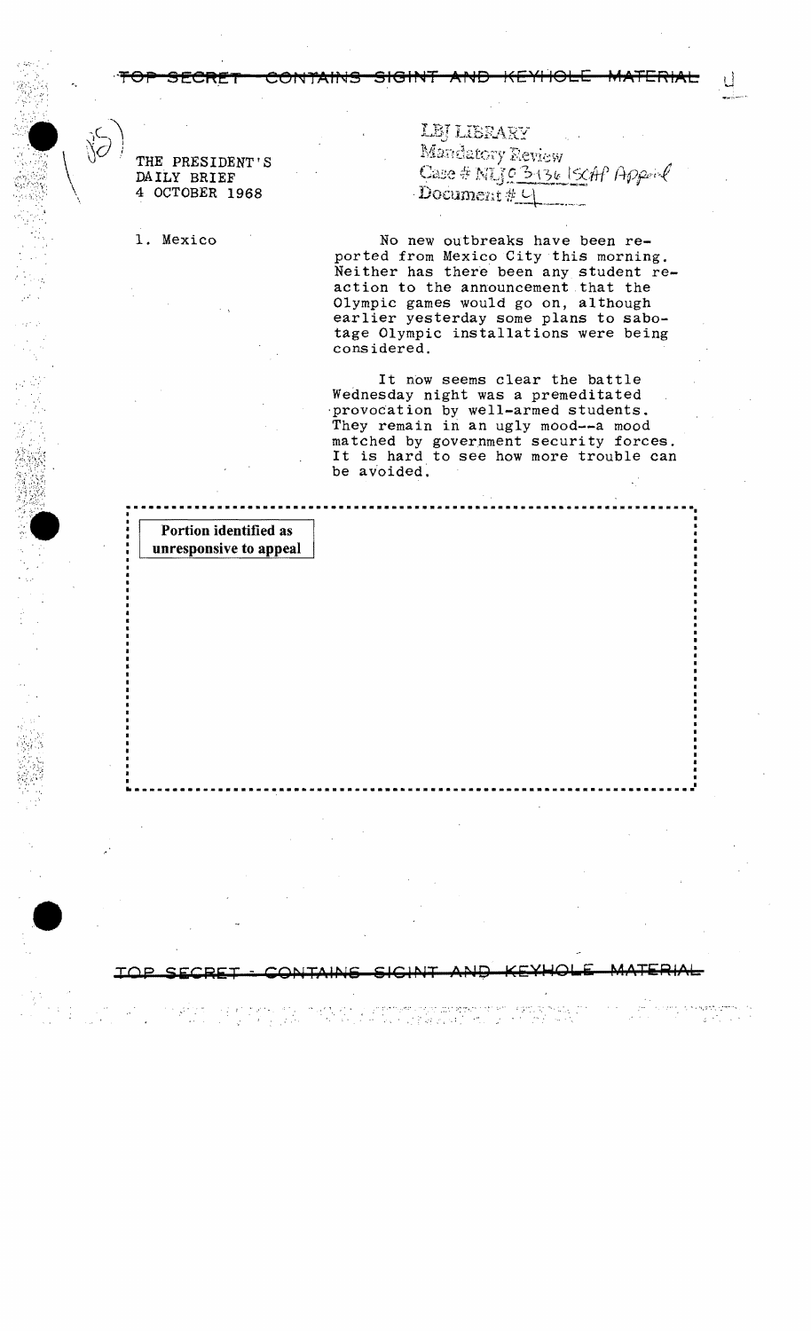TOP SECRET - CONTAINS SIGINT AND KEYHOLE MATERIAL

THE PRESIDENT'S
DAILY BRIEF
4 OCTOBER 1968

LBJ LIBRARY
Mandatory Review
Case # NLJ 03136 ISCAP Appeal
Document # 4

1. Mexico

No new outbreaks have been reported from Mexico City this morning. Neither has there been any student reaction to the announcement that the Olympic games would go on, although earlier yesterday some plans to sabotage Olympic installations were being considered.

It now seems clear the battle Wednesday night was a premeditated provocation by well-armed students. They remain in an ugly mood--a mood matched by government security forces. It is hard to see how more trouble can be avoided.

**Portion identified as unresponsive to appeal**

TOP SECRET - CONTAINS SIGINT AND KEYHOLE MATERIAL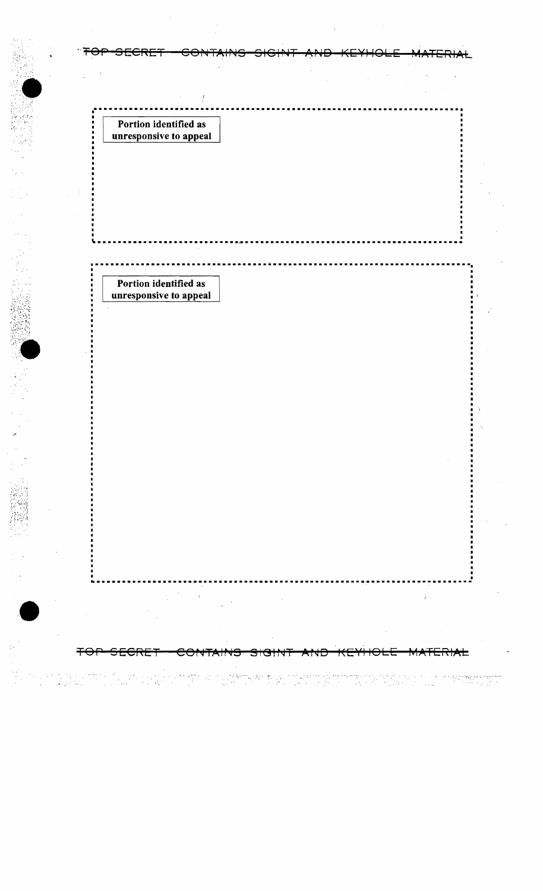Portion identified as unresponsive to appeal

Portion identified as unresponsive to appeal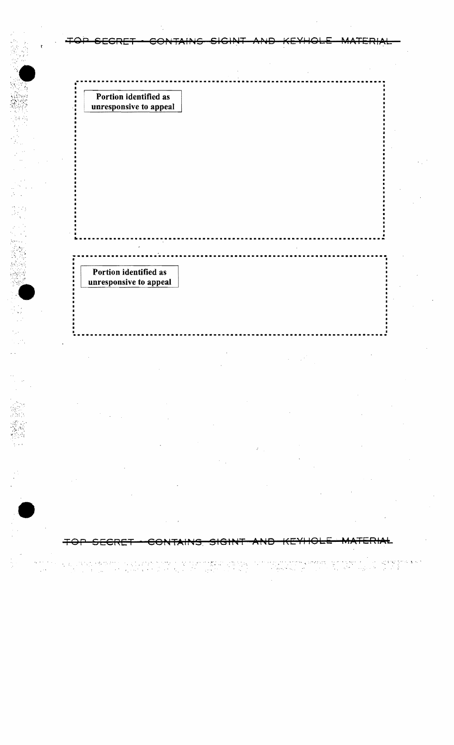Portion identified as unresponsive to appeal

Portion identified as unresponsive to appeal